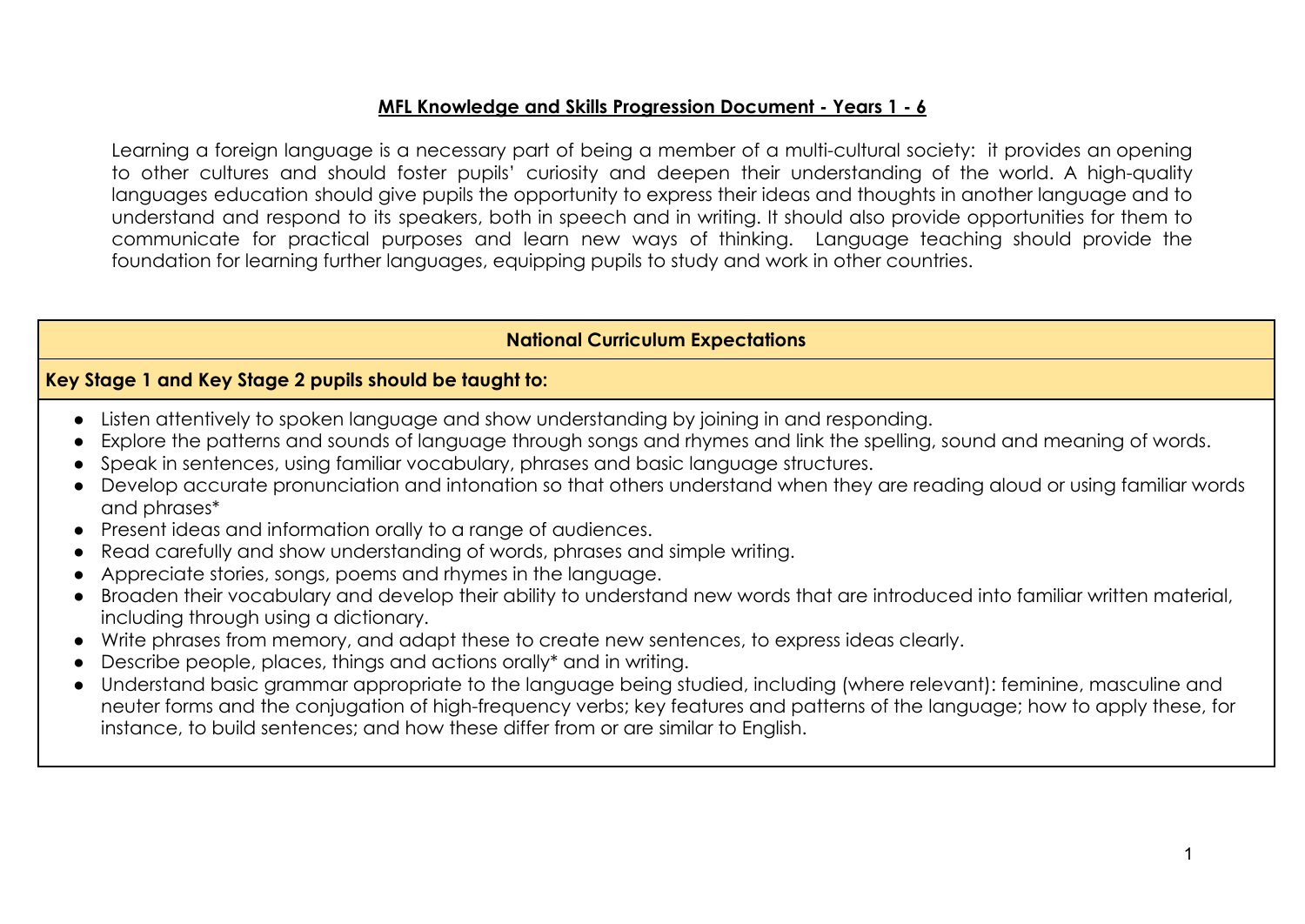# MFL Knowledge and Skills Progression Document - Years 1 - 6

Learning a foreign language is a necessary part of being a member of a multi-cultural society: it provides an opening to other cultures and should foster pupils' curiosity and deepen their understanding of the world. A high-quality languages education should give pupils the opportunity to express their ideas and thoughts in another language and to understand and respond to its speakers, both in speech and in writing. It should also provide opportunities for them to communicate for practical purposes and learn new ways of thinking. Language teaching should provide the foundation for learning further languages, equipping pupils to study and work in other countries.

| National Curriculum Expectations |
| --- |
| **Key Stage 1 and Key Stage 2 pupils should be taught to:** |
| • Listen attentively to spoken language and show understanding by joining in and responding.<br>• Explore the patterns and sounds of language through songs and rhymes and link the spelling, sound and meaning of words.<br>• Speak in sentences, using familiar vocabulary, phrases and basic language structures.<br>• Develop accurate pronunciation and intonation so that others understand when they are reading aloud or using familiar words and phrases*<br>• Present ideas and information orally to a range of audiences.<br>• Read carefully and show understanding of words, phrases and simple writing.<br>• Appreciate stories, songs, poems and rhymes in the language.<br>• Broaden their vocabulary and develop their ability to understand new words that are introduced into familiar written material, including through using a dictionary.<br>• Write phrases from memory, and adapt these to create new sentences, to express ideas clearly.<br>• Describe people, places, things and actions orally* and in writing.<br>• Understand basic grammar appropriate to the language being studied, including (where relevant): feminine, masculine and neuter forms and the conjugation of high-frequency verbs; key features and patterns of the language; how to apply these, for instance, to build sentences; and how these differ from or are similar to English. |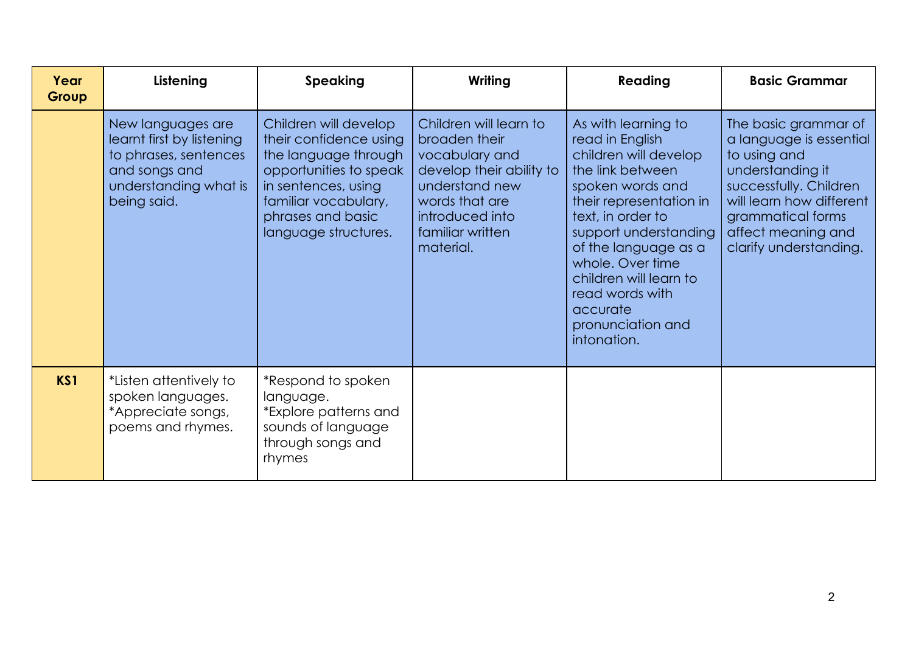| Year Group | Listening | Speaking | Writing | Reading | Basic Grammar |
|---|---|---|---|---|---|
| | New languages are learnt first by listening to phrases, sentences and songs and understanding what is being said. | Children will develop their confidence using the language through opportunities to speak in sentences, using familiar vocabulary, phrases and basic language structures. | Children will learn to broaden their vocabulary and develop their ability to understand new words that are introduced into familiar written material. | As with learning to read in English children will develop the link between spoken words and their representation in text, in order to support understanding of the language as a whole. Over time children will learn to read words with accurate pronunciation and intonation. | The basic grammar of a language is essential to using and understanding it successfully. Children will learn how different grammatical forms affect meaning and clarify understanding. |
| **KS1** | *Listen attentively to spoken languages.<br>*Appreciate songs, poems and rhymes. | *Respond to spoken language.<br>*Explore patterns and sounds of language through songs and rhymes | | | |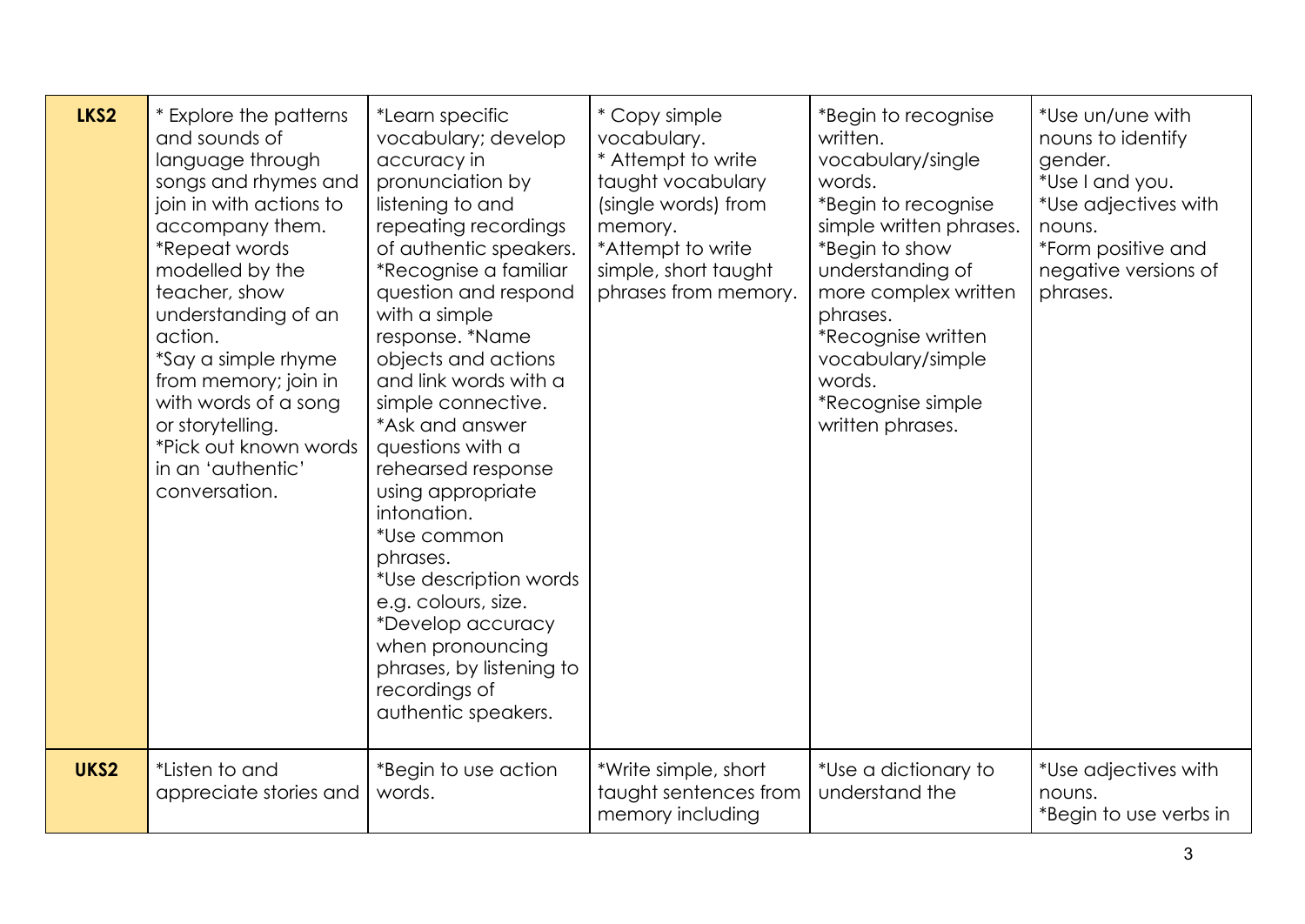| LKS2 | * Explore the patterns and sounds of language through songs and rhymes and join in with actions to accompany them.<br>*Repeat words modelled by the teacher, show understanding of an action.<br>*Say a simple rhyme from memory; join in with words of a song or storytelling.<br>*Pick out known words in an 'authentic' conversation. | *Learn specific vocabulary; develop accuracy in pronunciation by listening to and repeating recordings of authentic speakers.<br>*Recognise a familiar question and respond with a simple response. *Name objects and actions and link words with a simple connective.<br>*Ask and answer questions with a rehearsed response using appropriate intonation.<br>*Use common phrases.<br>*Use description words e.g. colours, size.<br>*Develop accuracy when pronouncing phrases, by listening to recordings of authentic speakers. | * Copy simple vocabulary.<br>* Attempt to write taught vocabulary (single words) from memory.<br>*Attempt to write simple, short taught phrases from memory. | *Begin to recognise written.<br>vocabulary/single words.<br>*Begin to recognise simple written phrases.<br>*Begin to show understanding of more complex written phrases.<br>*Recognise written vocabulary/simple words.<br>*Recognise simple written phrases. | *Use un/une with nouns to identify gender.<br>*Use I and you.<br>*Use adjectives with nouns.<br>*Form positive and negative versions of phrases. |
|---|---|---|---|---|---|
| UKS2 | *Listen to and appreciate stories and | *Begin to use action words. | *Write simple, short taught sentences from memory including | *Use a dictionary to understand the | *Use adjectives with nouns.<br>*Begin to use verbs in |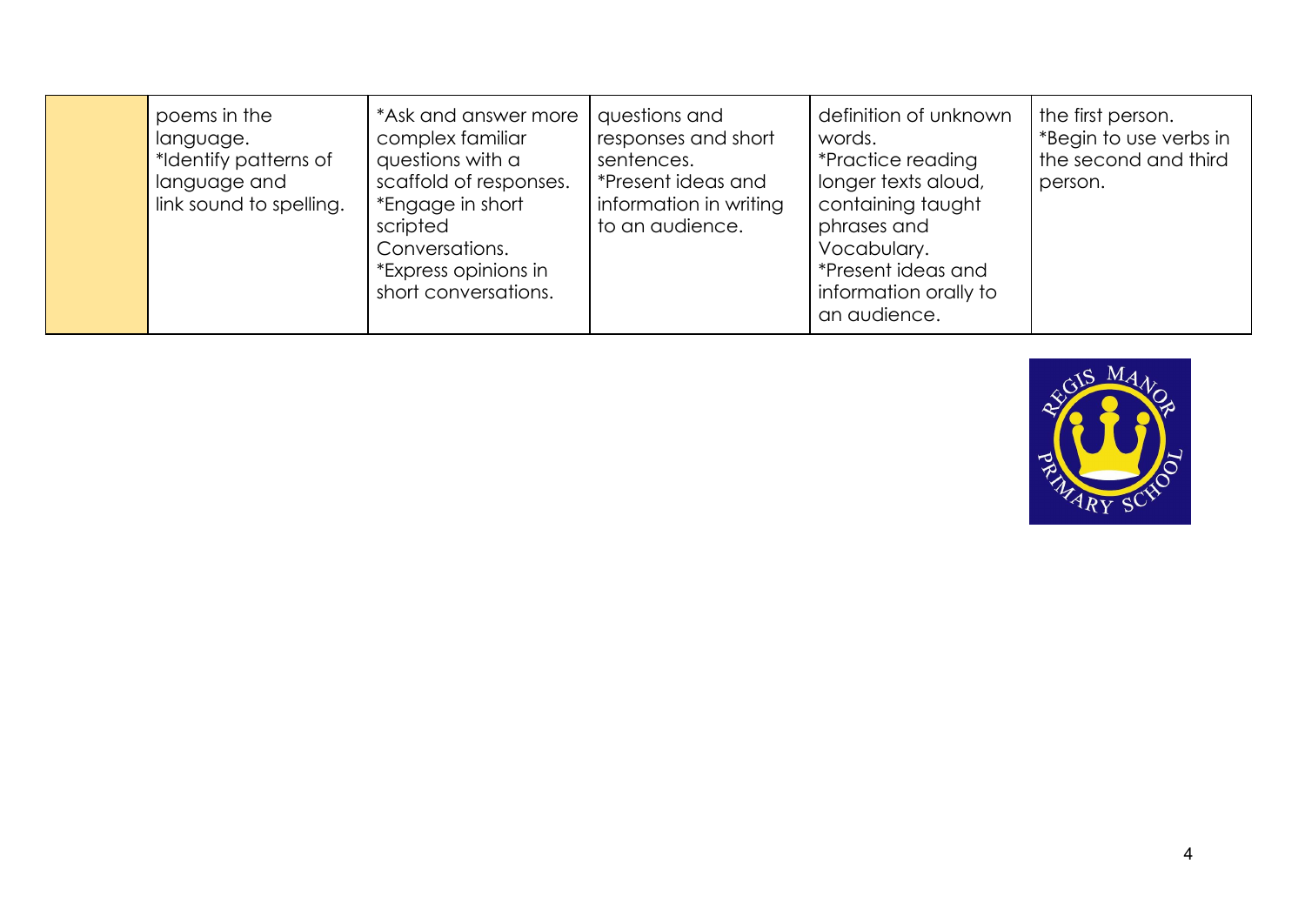| | | | | | |
|---|---|---|---|---|---|
| | poems in the language.<br>*Identify patterns of language and link sound to spelling. | *Ask and answer more complex familiar questions with a scaffold of responses.<br>*Engage in short scripted Conversations.<br>*Express opinions in short conversations. | questions and responses and short sentences.<br>*Present ideas and information in writing to an audience. | definition of unknown words.<br>*Practice reading longer texts aloud, containing taught phrases and Vocabulary.<br>*Present ideas and information orally to an audience. | the first person.<br>*Begin to use verbs in the second and third person. |